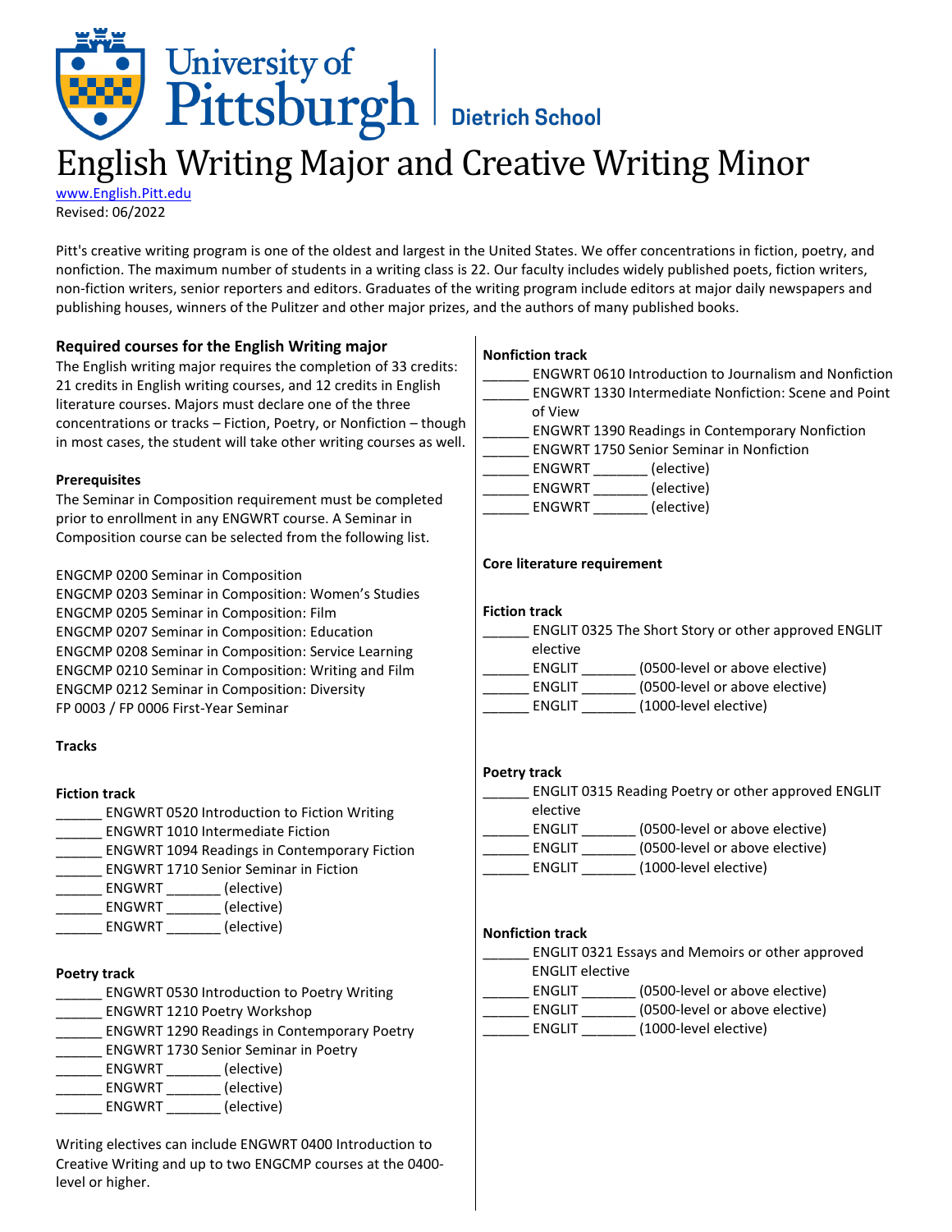University of Pittsburgh | Dietrich School

# English Writing Major and Creative Writing Minor

www.English.Pitt.edu
Revised: 06/2022

Pitt's creative writing program is one of the oldest and largest in the United States. We offer concentrations in fiction, poetry, and nonfiction. The maximum number of students in a writing class is 22. Our faculty includes widely published poets, fiction writers, non-fiction writers, senior reporters and editors. Graduates of the writing program include editors at major daily newspapers and publishing houses, winners of the Pulitzer and other major prizes, and the authors of many published books.

## Required courses for the English Writing major

The English writing major requires the completion of 33 credits: 21 credits in English writing courses, and 12 credits in English literature courses. Majors must declare one of the three concentrations or tracks – Fiction, Poetry, or Nonfiction – though in most cases, the student will take other writing courses as well.

### Prerequisites

The Seminar in Composition requirement must be completed prior to enrollment in any ENGWRT course. A Seminar in Composition course can be selected from the following list.

ENGCMP 0200 Seminar in Composition
ENGCMP 0203 Seminar in Composition: Women's Studies
ENGCMP 0205 Seminar in Composition: Film
ENGCMP 0207 Seminar in Composition: Education
ENGCMP 0208 Seminar in Composition: Service Learning
ENGCMP 0210 Seminar in Composition: Writing and Film
ENGCMP 0212 Seminar in Composition: Diversity
FP 0003 / FP 0006 First-Year Seminar

### Tracks

**Fiction track**

______ ENGWRT 0520 Introduction to Fiction Writing
______ ENGWRT 1010 Intermediate Fiction
______ ENGWRT 1094 Readings in Contemporary Fiction
______ ENGWRT 1710 Senior Seminar in Fiction
______ ENGWRT _______ (elective)
______ ENGWRT _______ (elective)
______ ENGWRT _______ (elective)

**Poetry track**

______ ENGWRT 0530 Introduction to Poetry Writing
______ ENGWRT 1210 Poetry Workshop
______ ENGWRT 1290 Readings in Contemporary Poetry
______ ENGWRT 1730 Senior Seminar in Poetry
______ ENGWRT _______ (elective)
______ ENGWRT _______ (elective)
______ ENGWRT _______ (elective)

Writing electives can include ENGWRT 0400 Introduction to Creative Writing and up to two ENGCMP courses at the 0400-level or higher.

**Nonfiction track**

______ ENGWRT 0610 Introduction to Journalism and Nonfiction
______ ENGWRT 1330 Intermediate Nonfiction: Scene and Point of View
______ ENGWRT 1390 Readings in Contemporary Nonfiction
______ ENGWRT 1750 Senior Seminar in Nonfiction
______ ENGWRT _______ (elective)
______ ENGWRT _______ (elective)
______ ENGWRT _______ (elective)

### Core literature requirement

**Fiction track**

______ ENGLIT 0325 The Short Story or other approved ENGLIT elective
______ ENGLIT _______ (0500-level or above elective)
______ ENGLIT _______ (0500-level or above elective)
______ ENGLIT _______ (1000-level elective)

**Poetry track**

______ ENGLIT 0315 Reading Poetry or other approved ENGLIT elective
______ ENGLIT _______ (0500-level or above elective)
______ ENGLIT _______ (0500-level or above elective)
______ ENGLIT _______ (1000-level elective)

**Nonfiction track**

______ ENGLIT 0321 Essays and Memoirs or other approved ENGLIT elective
______ ENGLIT _______ (0500-level or above elective)
______ ENGLIT _______ (0500-level or above elective)
______ ENGLIT _______ (1000-level elective)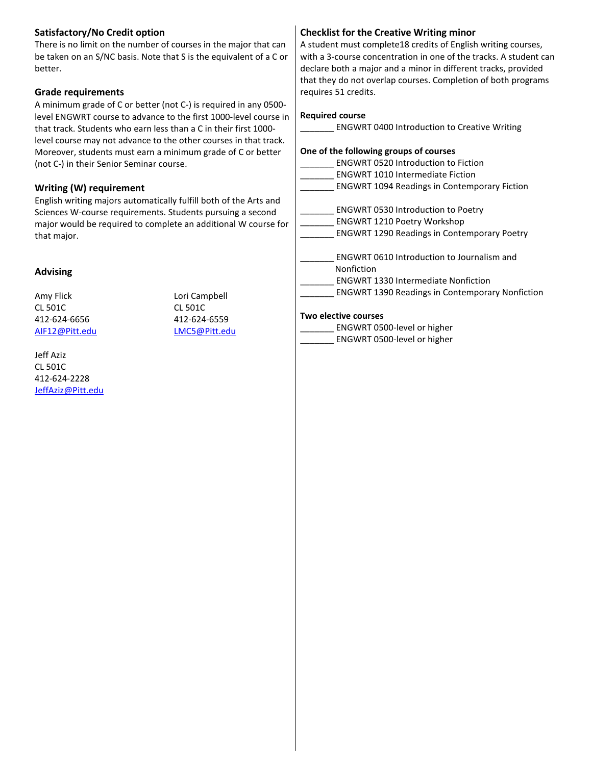### Satisfactory/No Credit option

There is no limit on the number of courses in the major that can be taken on an S/NC basis. Note that S is the equivalent of a C or better.

### Grade requirements

A minimum grade of C or better (not C-) is required in any 0500-level ENGWRT course to advance to the first 1000-level course in that track. Students who earn less than a C in their first 1000-level course may not advance to the other courses in that track. Moreover, students must earn a minimum grade of C or better (not C-) in their Senior Seminar course.

### Writing (W) requirement

English writing majors automatically fulfill both of the Arts and Sciences W-course requirements. Students pursuing a second major would be required to complete an additional W course for that major.

### Advising

Amy Flick
CL 501C
412-624-6656
AIF12@Pitt.edu

Lori Campbell
CL 501C
412-624-6559
LMC5@Pitt.edu

Jeff Aziz
CL 501C
412-624-2228
JeffAziz@Pitt.edu

### Checklist for the Creative Writing minor

A student must complete18 credits of English writing courses, with a 3-course concentration in one of the tracks. A student can declare both a major and a minor in different tracks, provided that they do not overlap courses. Completion of both programs requires 51 credits.

**Required course**

_______ ENGWRT 0400 Introduction to Creative Writing

**One of the following groups of courses**

_______ ENGWRT 0520 Introduction to Fiction
_______ ENGWRT 1010 Intermediate Fiction
_______ ENGWRT 1094 Readings in Contemporary Fiction

_______ ENGWRT 0530 Introduction to Poetry
_______ ENGWRT 1210 Poetry Workshop
_______ ENGWRT 1290 Readings in Contemporary Poetry

_______ ENGWRT 0610 Introduction to Journalism and Nonfiction
_______ ENGWRT 1330 Intermediate Nonfiction
_______ ENGWRT 1390 Readings in Contemporary Nonfiction

**Two elective courses**

_______ ENGWRT 0500-level or higher
_______ ENGWRT 0500-level or higher